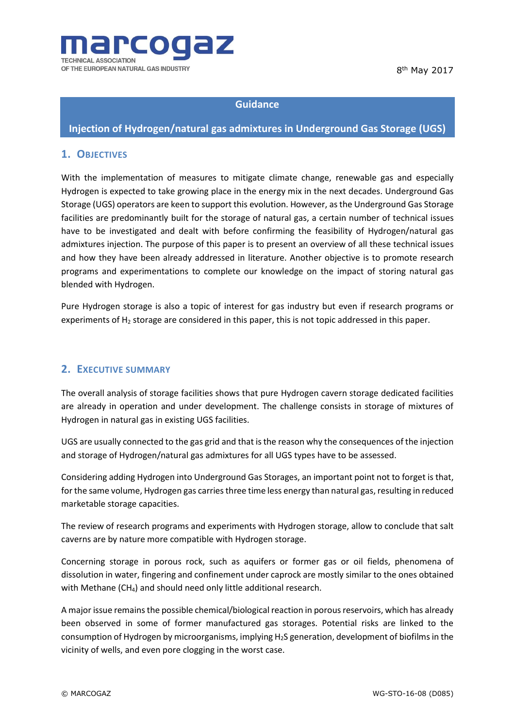marcogaz
TECHNICAL ASSOCIATION
OF THE EUROPEAN NATURAL GAS INDUSTRY

8th May 2017

# Guidance

# Injection of Hydrogen/natural gas admixtures in Underground Gas Storage (UGS)

## 1. Objectives

With the implementation of measures to mitigate climate change, renewable gas and especially Hydrogen is expected to take growing place in the energy mix in the next decades. Underground Gas Storage (UGS) operators are keen to support this evolution. However, as the Underground Gas Storage facilities are predominantly built for the storage of natural gas, a certain number of technical issues have to be investigated and dealt with before confirming the feasibility of Hydrogen/natural gas admixtures injection. The purpose of this paper is to present an overview of all these technical issues and how they have been already addressed in literature. Another objective is to promote research programs and experimentations to complete our knowledge on the impact of storing natural gas blended with Hydrogen.

Pure Hydrogen storage is also a topic of interest for gas industry but even if research programs or experiments of $H_2$ storage are considered in this paper, this is not topic addressed in this paper.

## 2. Executive summary

The overall analysis of storage facilities shows that pure Hydrogen cavern storage dedicated facilities are already in operation and under development. The challenge consists in storage of mixtures of Hydrogen in natural gas in existing UGS facilities.

UGS are usually connected to the gas grid and that is the reason why the consequences of the injection and storage of Hydrogen/natural gas admixtures for all UGS types have to be assessed.

Considering adding Hydrogen into Underground Gas Storages, an important point not to forget is that, for the same volume, Hydrogen gas carries three time less energy than natural gas, resulting in reduced marketable storage capacities.

The review of research programs and experiments with Hydrogen storage, allow to conclude that salt caverns are by nature more compatible with Hydrogen storage.

Concerning storage in porous rock, such as aquifers or former gas or oil fields, phenomena of dissolution in water, fingering and confinement under caprock are mostly similar to the ones obtained with Methane ($CH_4$) and should need only little additional research.

A major issue remains the possible chemical/biological reaction in porous reservoirs, which has already been observed in some of former manufactured gas storages. Potential risks are linked to the consumption of Hydrogen by microorganisms, implying $H_2S$ generation, development of biofilms in the vicinity of wells, and even pore clogging in the worst case.

© MARCOGAZ WG-STO-16-08 (D085)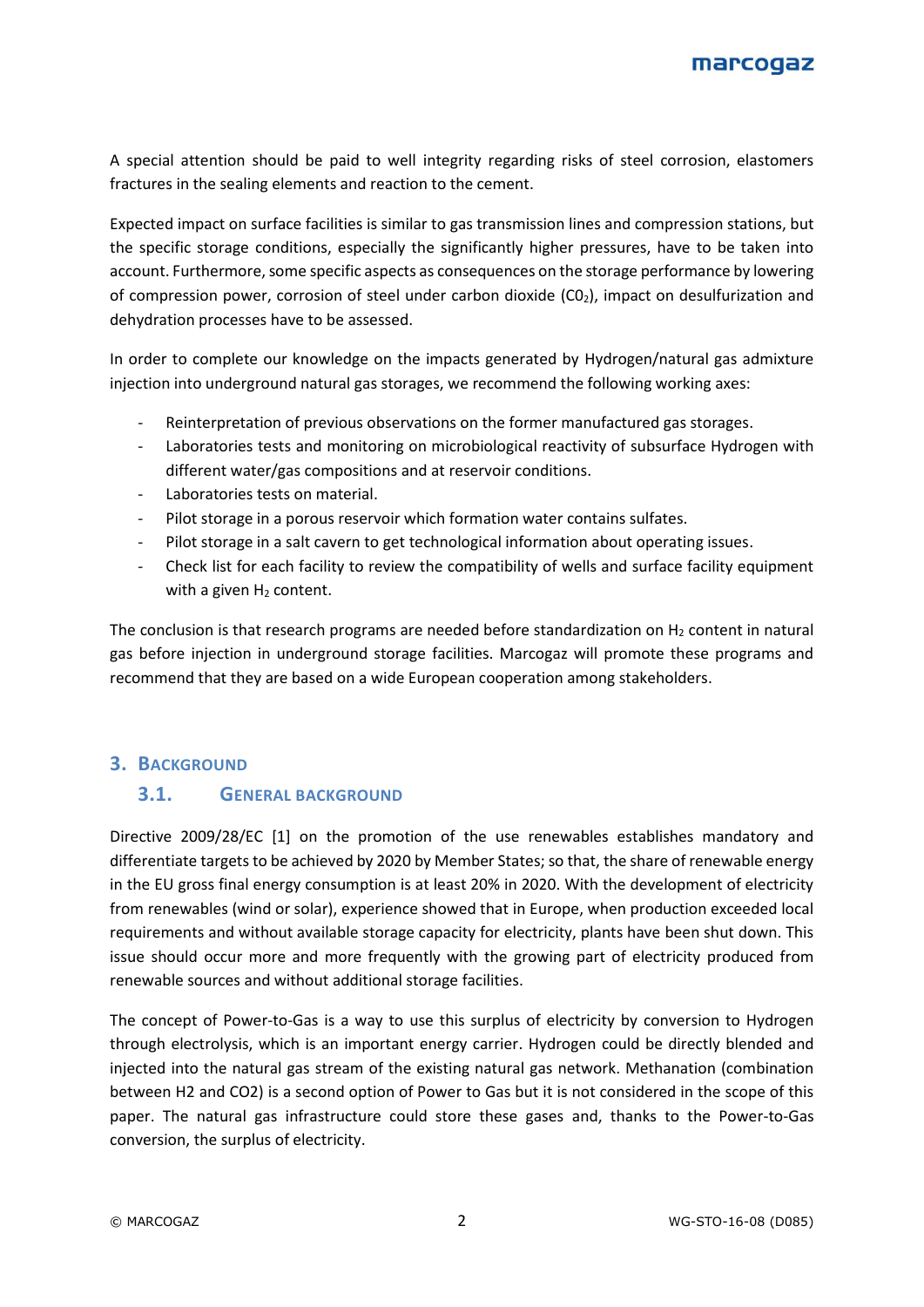A special attention should be paid to well integrity regarding risks of steel corrosion, elastomers fractures in the sealing elements and reaction to the cement.

Expected impact on surface facilities is similar to gas transmission lines and compression stations, but the specific storage conditions, especially the significantly higher pressures, have to be taken into account. Furthermore, some specific aspects as consequences on the storage performance by lowering of compression power, corrosion of steel under carbon dioxide ($C0_2$), impact on desulfurization and dehydration processes have to be assessed.

In order to complete our knowledge on the impacts generated by Hydrogen/natural gas admixture injection into underground natural gas storages, we recommend the following working axes:

- Reinterpretation of previous observations on the former manufactured gas storages.
- Laboratories tests and monitoring on microbiological reactivity of subsurface Hydrogen with different water/gas compositions and at reservoir conditions.
- Laboratories tests on material.
- Pilot storage in a porous reservoir which formation water contains sulfates.
- Pilot storage in a salt cavern to get technological information about operating issues.
- Check list for each facility to review the compatibility of wells and surface facility equipment with a given $H_2$ content.

The conclusion is that research programs are needed before standardization on $H_2$ content in natural gas before injection in underground storage facilities. Marcogaz will promote these programs and recommend that they are based on a wide European cooperation among stakeholders.

## 3. Background

### 3.1. General background

Directive 2009/28/EC [1] on the promotion of the use renewables establishes mandatory and differentiate targets to be achieved by 2020 by Member States; so that, the share of renewable energy in the EU gross final energy consumption is at least 20% in 2020. With the development of electricity from renewables (wind or solar), experience showed that in Europe, when production exceeded local requirements and without available storage capacity for electricity, plants have been shut down. This issue should occur more and more frequently with the growing part of electricity produced from renewable sources and without additional storage facilities.

The concept of Power-to-Gas is a way to use this surplus of electricity by conversion to Hydrogen through electrolysis, which is an important energy carrier. Hydrogen could be directly blended and injected into the natural gas stream of the existing natural gas network. Methanation (combination between H2 and CO2) is a second option of Power to Gas but it is not considered in the scope of this paper. The natural gas infrastructure could store these gases and, thanks to the Power-to-Gas conversion, the surplus of electricity.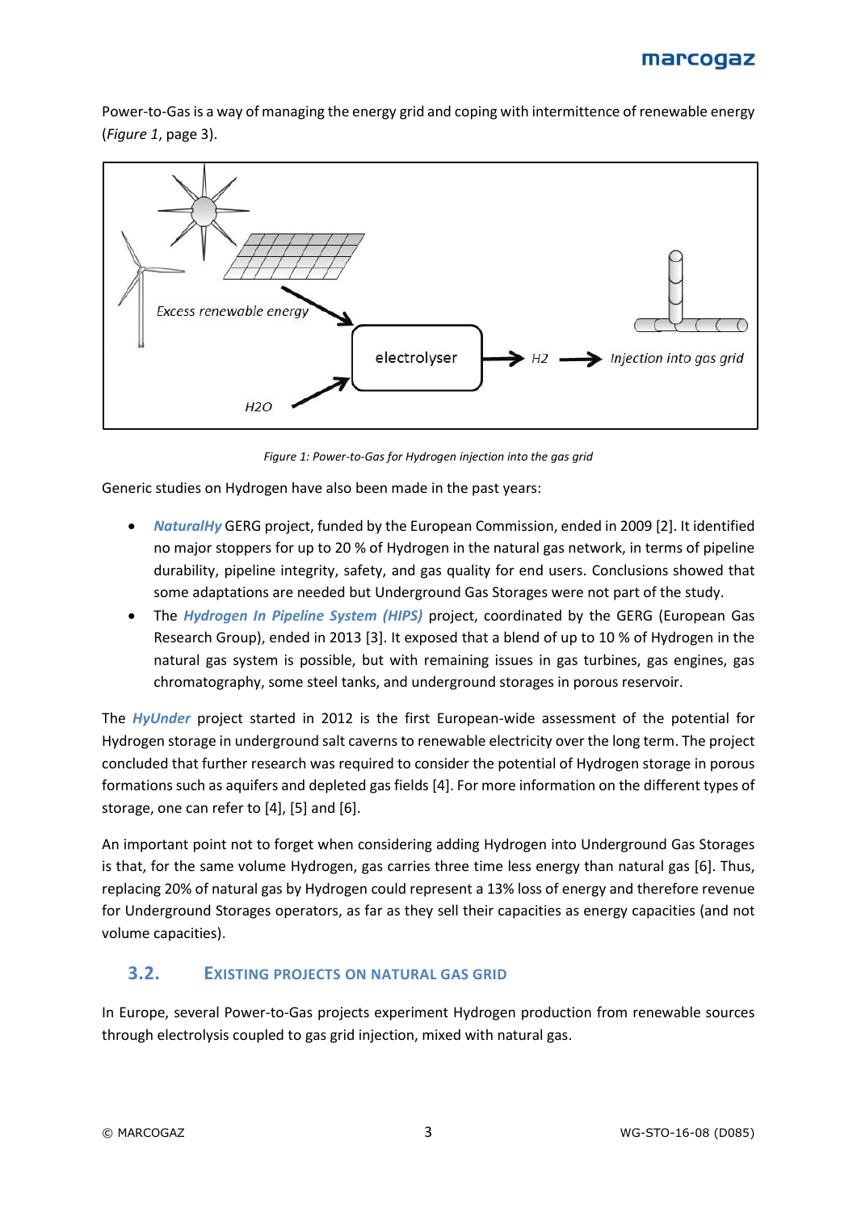Power-to-Gas is a way of managing the energy grid and coping with intermittence of renewable energy (*Figure 1*, page 3).

*Figure 1: Power-to-Gas for Hydrogen injection into the gas grid*

Generic studies on Hydrogen have also been made in the past years:

- ***NaturalHy*** GERG project, funded by the European Commission, ended in 2009 [2]. It identified no major stoppers for up to 20 % of Hydrogen in the natural gas network, in terms of pipeline durability, pipeline integrity, safety, and gas quality for end users. Conclusions showed that some adaptations are needed but Underground Gas Storages were not part of the study.
- The ***Hydrogen In Pipeline System (HIPS)*** project, coordinated by the GERG (European Gas Research Group), ended in 2013 [3]. It exposed that a blend of up to 10 % of Hydrogen in the natural gas system is possible, but with remaining issues in gas turbines, gas engines, gas chromatography, some steel tanks, and underground storages in porous reservoir.

The ***HyUnder*** project started in 2012 is the first European-wide assessment of the potential for Hydrogen storage in underground salt caverns to renewable electricity over the long term. The project concluded that further research was required to consider the potential of Hydrogen storage in porous formations such as aquifers and depleted gas fields [4]. For more information on the different types of storage, one can refer to [4], [5] and [6].

An important point not to forget when considering adding Hydrogen into Underground Gas Storages is that, for the same volume Hydrogen, gas carries three time less energy than natural gas [6]. Thus, replacing 20% of natural gas by Hydrogen could represent a 13% loss of energy and therefore revenue for Underground Storages operators, as far as they sell their capacities as energy capacities (and not volume capacities).

## 3.2. Existing projects on natural gas grid

In Europe, several Power-to-Gas projects experiment Hydrogen production from renewable sources through electrolysis coupled to gas grid injection, mixed with natural gas.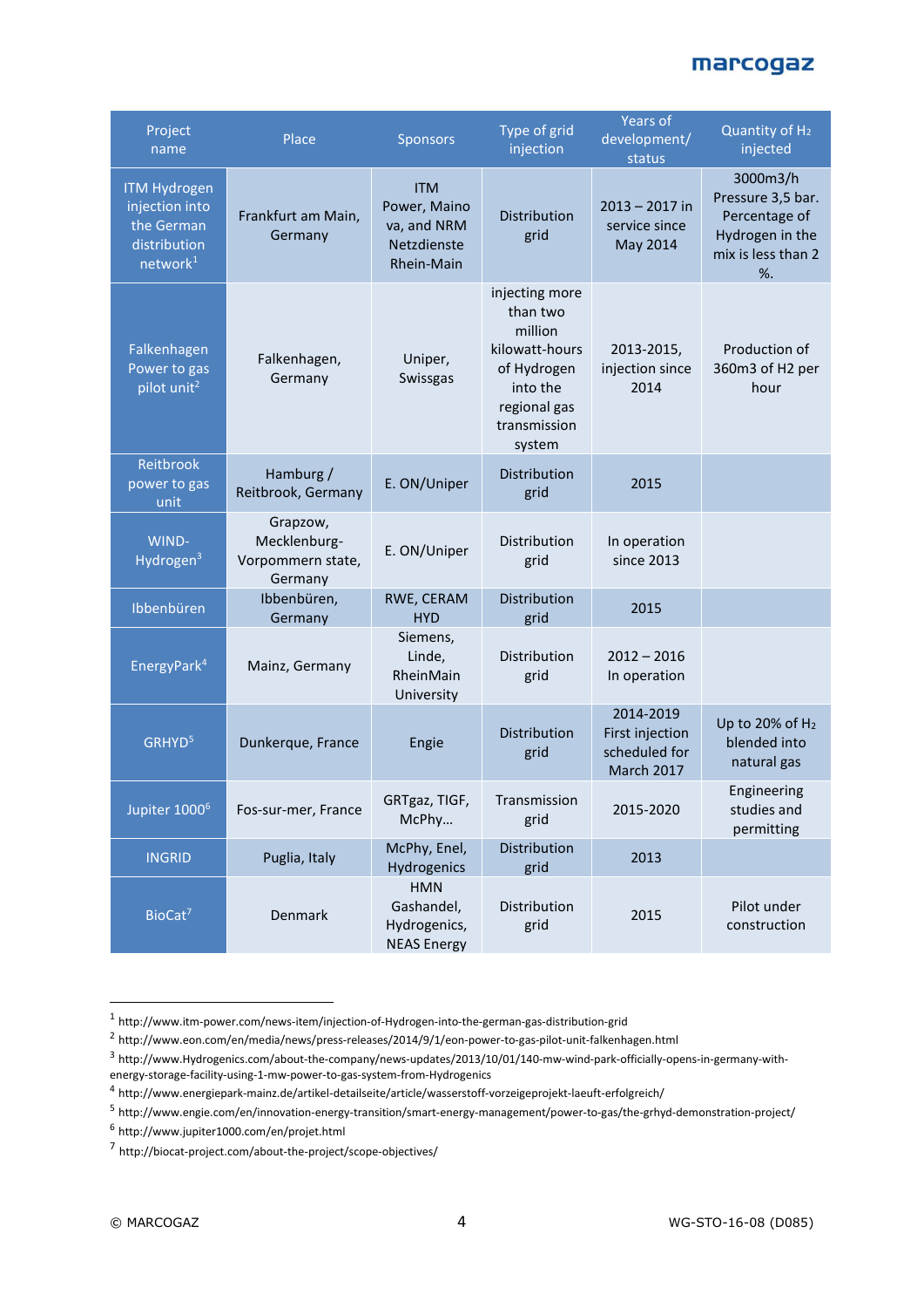| Project name | Place | Sponsors | Type of grid injection | Years of development/ status | Quantity of $H_2$ injected |
|---|---|---|---|---|---|
| ITM Hydrogen injection into the German distribution network[1] | Frankfurt am Main, Germany | ITM Power, Mainova, and NRM Netzdienste Rhein-Main | Distribution grid | 2013 – 2017 in service since May 2014 | 3000m3/h Pressure 3,5 bar. Percentage of Hydrogen in the mix is less than 2 %. |
| Falkenhagen Power to gas pilot unit[2] | Falkenhagen, Germany | Uniper, Swissgas | injecting more than two million kilowatt-hours of Hydrogen into the regional gas transmission system | 2013-2015, injection since 2014 | Production of 360m3 of H2 per hour |
| Reitbrook power to gas unit | Hamburg / Reitbrook, Germany | E. ON/Uniper | Distribution grid | 2015 | |
| WIND-Hydrogen[3] | Grapzow, Mecklenburg-Vorpommern state, Germany | E. ON/Uniper | Distribution grid | In operation since 2013 | |
| Ibbenbüren | Ibbenbüren, Germany | RWE, CERAM HYD | Distribution grid | 2015 | |
| EnergyPark[4] | Mainz, Germany | Siemens, Linde, RheinMain University | Distribution grid | 2012 – 2016 In operation | |
| GRHYD[5] | Dunkerque, France | Engie | Distribution grid | 2014-2019 First injection scheduled for March 2017 | Up to 20% of $H_2$ blended into natural gas |
| Jupiter 1000[6] | Fos-sur-mer, France | GRTgaz, TIGF, McPhy… | Transmission grid | 2015-2020 | Engineering studies and permitting |
| INGRID | Puglia, Italy | McPhy, Enel, Hydrogenics | Distribution grid | 2013 | |
| BioCat[7] | Denmark | HMN Gashandel, Hydrogenics, NEAS Energy | Distribution grid | 2015 | Pilot under construction |

[1] http://www.itm-power.com/news-item/injection-of-Hydrogen-into-the-german-gas-distribution-grid

[2] http://www.eon.com/en/media/news/press-releases/2014/9/1/eon-power-to-gas-pilot-unit-falkenhagen.html

[3] http://www.Hydrogenics.com/about-the-company/news-updates/2013/10/01/140-mw-wind-park-officially-opens-in-germany-with-energy-storage-facility-using-1-mw-power-to-gas-system-from-Hydrogenics

[4] http://www.energiepark-mainz.de/artikel-detailseite/article/wasserstoff-vorzeigeprojekt-laeuft-erfolgreich/

[5] http://www.engie.com/en/innovation-energy-transition/smart-energy-management/power-to-gas/the-grhyd-demonstration-project/

[6] http://www.jupiter1000.com/en/projet.html

[7] http://biocat-project.com/about-the-project/scope-objectives/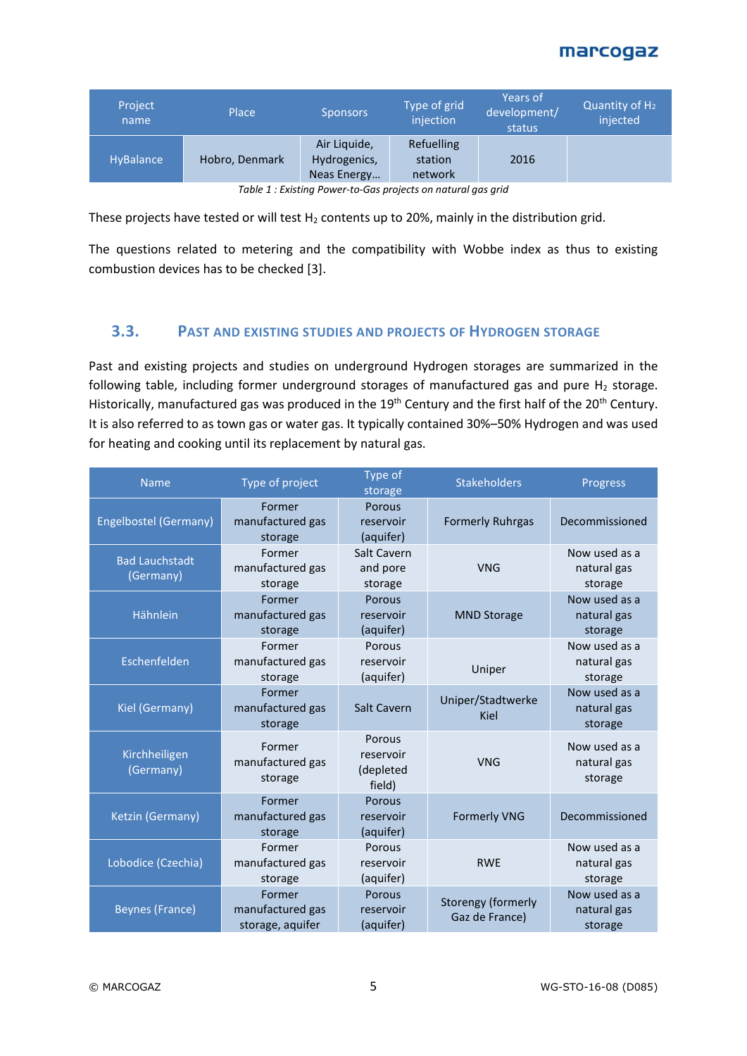| Project name | Place | Sponsors | Type of grid injection | Years of development/ status | Quantity of $H_2$ injected |
|---|---|---|---|---|---|
| HyBalance | Hobro, Denmark | Air Liquide, Hydrogenics, Neas Energy… | Refuelling station network | 2016 | |

*Table 1 : Existing Power-to-Gas projects on natural gas grid*

These projects have tested or will test $H_2$ contents up to 20%, mainly in the distribution grid.

The questions related to metering and the compatibility with Wobbe index as thus to existing combustion devices has to be checked [3].

## 3.3. Past and existing studies and projects of Hydrogen storage

Past and existing projects and studies on underground Hydrogen storages are summarized in the following table, including former underground storages of manufactured gas and pure $H_2$ storage. Historically, manufactured gas was produced in the 19th Century and the first half of the 20th Century. It is also referred to as town gas or water gas. It typically contained 30%–50% Hydrogen and was used for heating and cooking until its replacement by natural gas.

| Name | Type of project | Type of storage | Stakeholders | Progress |
|---|---|---|---|---|
| Engelbostel (Germany) | Former manufactured gas storage | Porous reservoir (aquifer) | Formerly Ruhrgas | Decommissioned |
| Bad Lauchstadt (Germany) | Former manufactured gas storage | Salt Cavern and pore storage | VNG | Now used as a natural gas storage |
| Hähnlein | Former manufactured gas storage | Porous reservoir (aquifer) | MND Storage | Now used as a natural gas storage |
| Eschenfelden | Former manufactured gas storage | Porous reservoir (aquifer) | Uniper | Now used as a natural gas storage |
| Kiel (Germany) | Former manufactured gas storage | Salt Cavern | Uniper/Stadtwerke Kiel | Now used as a natural gas storage |
| Kirchheiligen (Germany) | Former manufactured gas storage | Porous reservoir (depleted field) | VNG | Now used as a natural gas storage |
| Ketzin (Germany) | Former manufactured gas storage | Porous reservoir (aquifer) | Formerly VNG | Decommissioned |
| Lobodice (Czechia) | Former manufactured gas storage | Porous reservoir (aquifer) | RWE | Now used as a natural gas storage |
| Beynes (France) | Former manufactured gas storage, aquifer | Porous reservoir (aquifer) | Storengy (formerly Gaz de France) | Now used as a natural gas storage |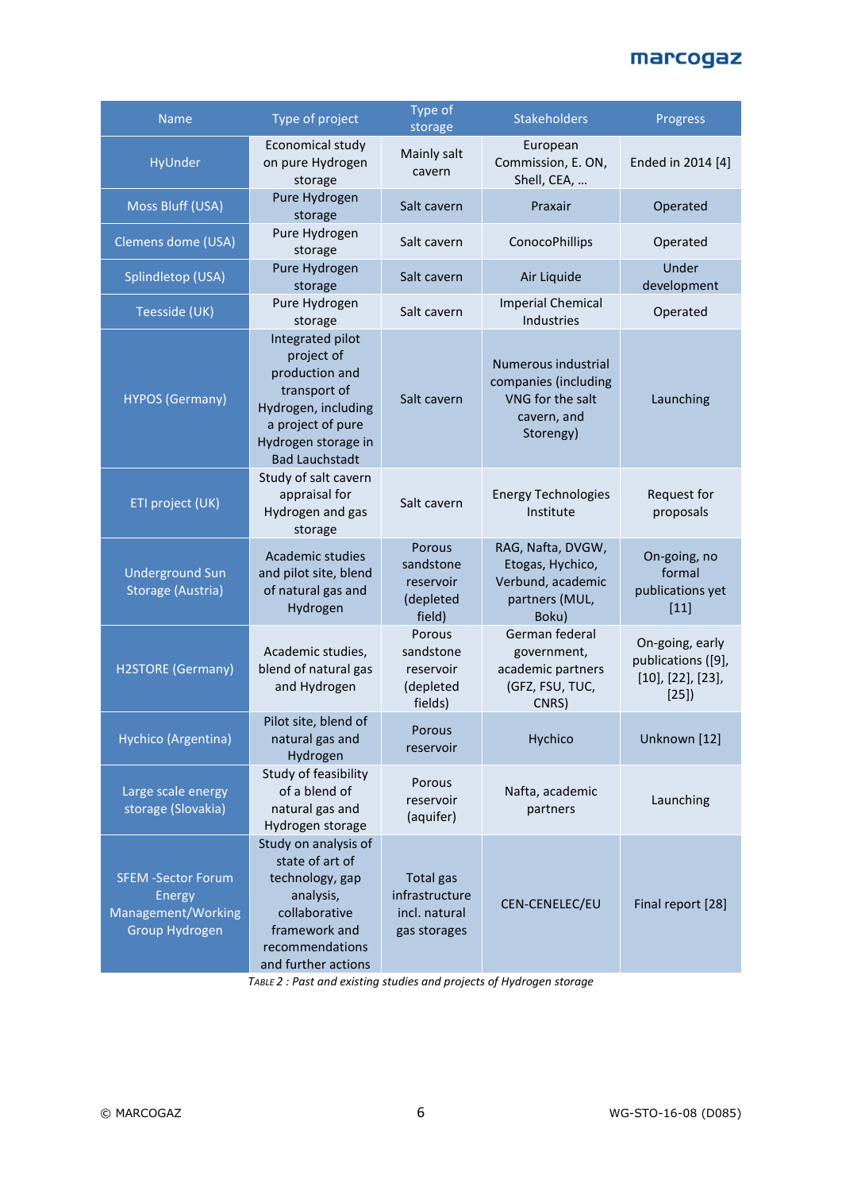| Name | Type of project | Type of storage | Stakeholders | Progress |
|---|---|---|---|---|
| HyUnder | Economical study on pure Hydrogen storage | Mainly salt cavern | European Commission, E. ON, Shell, CEA, … | Ended in 2014 [4] |
| Moss Bluff (USA) | Pure Hydrogen storage | Salt cavern | Praxair | Operated |
| Clemens dome (USA) | Pure Hydrogen storage | Salt cavern | ConocoPhillips | Operated |
| Splindletop (USA) | Pure Hydrogen storage | Salt cavern | Air Liquide | Under development |
| Teesside (UK) | Pure Hydrogen storage | Salt cavern | Imperial Chemical Industries | Operated |
| HYPOS (Germany) | Integrated pilot project of production and transport of Hydrogen, including a project of pure Hydrogen storage in Bad Lauchstadt | Salt cavern | Numerous industrial companies (including VNG for the salt cavern, and Storengy) | Launching |
| ETI project (UK) | Study of salt cavern appraisal for Hydrogen and gas storage | Salt cavern | Energy Technologies Institute | Request for proposals |
| Underground Sun Storage (Austria) | Academic studies and pilot site, blend of natural gas and Hydrogen | Porous sandstone reservoir (depleted field) | RAG, Nafta, DVGW, Etogas, Hychico, Verbund, academic partners (MUL, Boku) | On-going, no formal publications yet [11] |
| H2STORE (Germany) | Academic studies, blend of natural gas and Hydrogen | Porous sandstone reservoir (depleted fields) | German federal government, academic partners (GFZ, FSU, TUC, CNRS) | On-going, early publications ([9], [10], [22], [23], [25]) |
| Hychico (Argentina) | Pilot site, blend of natural gas and Hydrogen | Porous reservoir | Hychico | Unknown [12] |
| Large scale energy storage (Slovakia) | Study of feasibility of a blend of natural gas and Hydrogen storage | Porous reservoir (aquifer) | Nafta, academic partners | Launching |
| SFEM -Sector Forum Energy Management/Working Group Hydrogen | Study on analysis of state of art of technology, gap analysis, collaborative framework and recommendations and further actions | Total gas infrastructure incl. natural gas storages | CEN-CENELEC/EU | Final report [28] |

*Table 2 : Past and existing studies and projects of Hydrogen storage*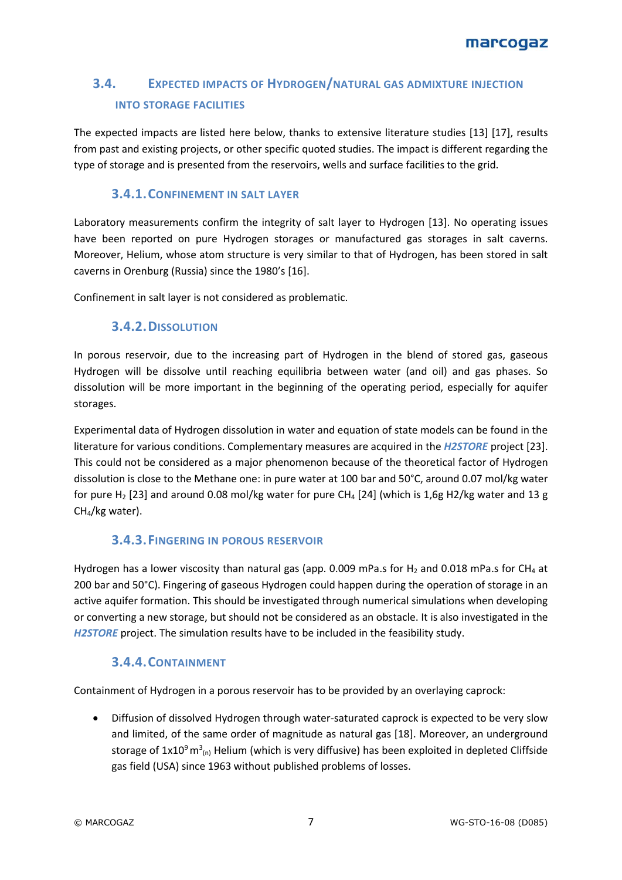## 3.4. EXPECTED IMPACTS OF HYDROGEN/NATURAL GAS ADMIXTURE INJECTION INTO STORAGE FACILITIES

The expected impacts are listed here below, thanks to extensive literature studies [13] [17], results from past and existing projects, or other specific quoted studies. The impact is different regarding the type of storage and is presented from the reservoirs, wells and surface facilities to the grid.

### 3.4.1. CONFINEMENT IN SALT LAYER

Laboratory measurements confirm the integrity of salt layer to Hydrogen [13]. No operating issues have been reported on pure Hydrogen storages or manufactured gas storages in salt caverns. Moreover, Helium, whose atom structure is very similar to that of Hydrogen, has been stored in salt caverns in Orenburg (Russia) since the 1980's [16].

Confinement in salt layer is not considered as problematic.

### 3.4.2. DISSOLUTION

In porous reservoir, due to the increasing part of Hydrogen in the blend of stored gas, gaseous Hydrogen will be dissolve until reaching equilibria between water (and oil) and gas phases. So dissolution will be more important in the beginning of the operating period, especially for aquifer storages.

Experimental data of Hydrogen dissolution in water and equation of state models can be found in the literature for various conditions. Complementary measures are acquired in the ***H2STORE*** project [23]. This could not be considered as a major phenomenon because of the theoretical factor of Hydrogen dissolution is close to the Methane one: in pure water at 100 bar and 50°C, around 0.07 mol/kg water for pure $H_2$ [23] and around 0.08 mol/kg water for pure $CH_4$ [24] (which is 1,6g H2/kg water and 13 g $CH_4$/kg water).

### 3.4.3. FINGERING IN POROUS RESERVOIR

Hydrogen has a lower viscosity than natural gas (app. 0.009 mPa.s for $H_2$ and 0.018 mPa.s for $CH_4$ at 200 bar and 50°C). Fingering of gaseous Hydrogen could happen during the operation of storage in an active aquifer formation. This should be investigated through numerical simulations when developing or converting a new storage, but should not be considered as an obstacle. It is also investigated in the ***H2STORE*** project. The simulation results have to be included in the feasibility study.

### 3.4.4. CONTAINMENT

Containment of Hydrogen in a porous reservoir has to be provided by an overlaying caprock:

- Diffusion of dissolved Hydrogen through water-saturated caprock is expected to be very slow and limited, of the same order of magnitude as natural gas [18]. Moreover, an underground storage of $1 \times 10^9\ m^3_{(n)}$ Helium (which is very diffusive) has been exploited in depleted Cliffside gas field (USA) since 1963 without published problems of losses.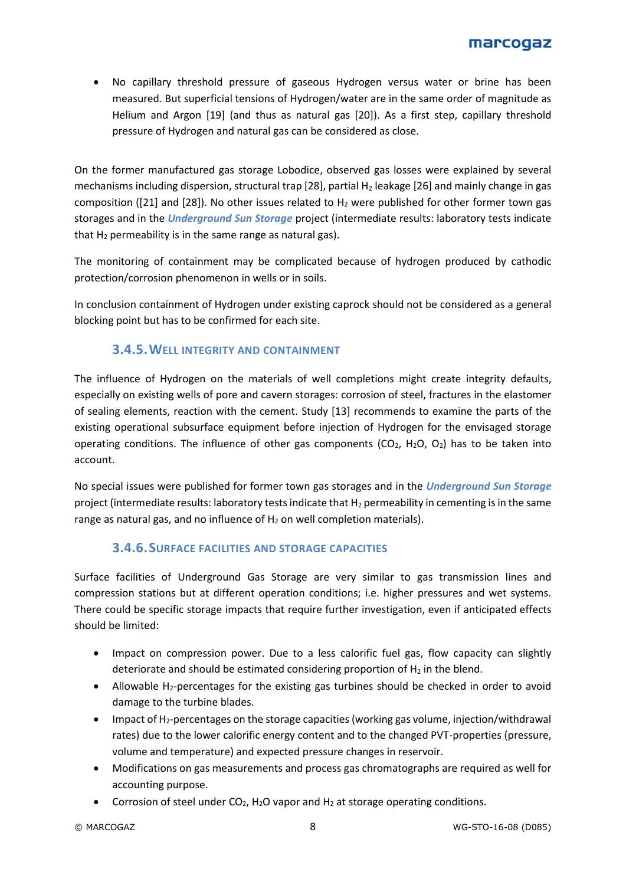- No capillary threshold pressure of gaseous Hydrogen versus water or brine has been measured. But superficial tensions of Hydrogen/water are in the same order of magnitude as Helium and Argon [19] (and thus as natural gas [20]). As a first step, capillary threshold pressure of Hydrogen and natural gas can be considered as close.

On the former manufactured gas storage Lobodice, observed gas losses were explained by several mechanisms including dispersion, structural trap [28], partial $H_2$ leakage [26] and mainly change in gas composition ([21] and [28]). No other issues related to $H_2$ were published for other former town gas storages and in the ***Underground Sun Storage*** project (intermediate results: laboratory tests indicate that $H_2$ permeability is in the same range as natural gas).

The monitoring of containment may be complicated because of hydrogen produced by cathodic protection/corrosion phenomenon in wells or in soils.

In conclusion containment of Hydrogen under existing caprock should not be considered as a general blocking point but has to be confirmed for each site.

### 3.4.5. Well integrity and containment

The influence of Hydrogen on the materials of well completions might create integrity defaults, especially on existing wells of pore and cavern storages: corrosion of steel, fractures in the elastomer of sealing elements, reaction with the cement. Study [13] recommends to examine the parts of the existing operational subsurface equipment before injection of Hydrogen for the envisaged storage operating conditions. The influence of other gas components ($CO_2$, $H_2O$, $O_2$) has to be taken into account.

No special issues were published for former town gas storages and in the ***Underground Sun Storage*** project (intermediate results: laboratory tests indicate that $H_2$ permeability in cementing is in the same range as natural gas, and no influence of $H_2$ on well completion materials).

### 3.4.6. Surface facilities and storage capacities

Surface facilities of Underground Gas Storage are very similar to gas transmission lines and compression stations but at different operation conditions; i.e. higher pressures and wet systems. There could be specific storage impacts that require further investigation, even if anticipated effects should be limited:

- Impact on compression power. Due to a less calorific fuel gas, flow capacity can slightly deteriorate and should be estimated considering proportion of $H_2$ in the blend.
- Allowable $H_2$-percentages for the existing gas turbines should be checked in order to avoid damage to the turbine blades.
- Impact of $H_2$-percentages on the storage capacities (working gas volume, injection/withdrawal rates) due to the lower calorific energy content and to the changed PVT-properties (pressure, volume and temperature) and expected pressure changes in reservoir.
- Modifications on gas measurements and process gas chromatographs are required as well for accounting purpose.
- Corrosion of steel under $CO_2$, $H_2O$ vapor and $H_2$ at storage operating conditions.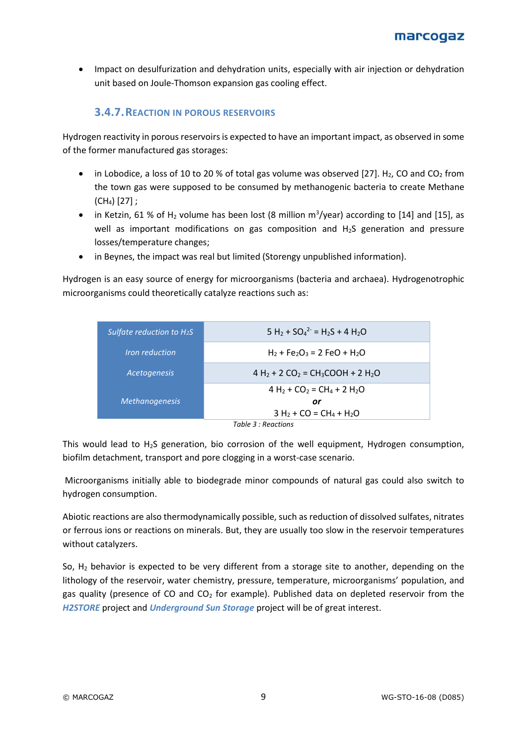- Impact on desulfurization and dehydration units, especially with air injection or dehydration unit based on Joule-Thomson expansion gas cooling effect.

### 3.4.7. Reaction in porous reservoirs

Hydrogen reactivity in porous reservoirs is expected to have an important impact, as observed in some of the former manufactured gas storages:

- in Lobodice, a loss of 10 to 20 % of total gas volume was observed [27]. $H_2$, CO and $CO_2$ from the town gas were supposed to be consumed by methanogenic bacteria to create Methane ($CH_4$) [27] ;
- in Ketzin, 61 % of $H_2$ volume has been lost (8 million $m^3$/year) according to [14] and [15], as well as important modifications on gas composition and $H_2S$ generation and pressure losses/temperature changes;
- in Beynes, the impact was real but limited (Storengy unpublished information).

Hydrogen is an easy source of energy for microorganisms (bacteria and archaea). Hydrogenotrophic microorganisms could theoretically catalyze reactions such as:

| | |
|---|---|
| *Sulfate reduction to $H_2S$* | $5\ H_2 + SO_4^{2-} = H_2S + 4\ H_2O$ |
| *Iron reduction* | $H_2 + Fe_2O_3 = 2\ FeO + H_2O$ |
| *Acetogenesis* | $4\ H_2 + 2\ CO_2 = CH_3COOH + 2\ H_2O$ |
| *Methanogenesis* | $4\ H_2 + CO_2 = CH_4 + 2\ H_2O$ ***or*** $3\ H_2 + CO = CH_4 + H_2O$ |

*Table 3 : Reactions*

This would lead to $H_2S$ generation, bio corrosion of the well equipment, Hydrogen consumption, biofilm detachment, transport and pore clogging in a worst-case scenario.

Microorganisms initially able to biodegrade minor compounds of natural gas could also switch to hydrogen consumption.

Abiotic reactions are also thermodynamically possible, such as reduction of dissolved sulfates, nitrates or ferrous ions or reactions on minerals. But, they are usually too slow in the reservoir temperatures without catalyzers.

So, $H_2$ behavior is expected to be very different from a storage site to another, depending on the lithology of the reservoir, water chemistry, pressure, temperature, microorganisms' population, and gas quality (presence of CO and $CO_2$ for example). Published data on depleted reservoir from the ***H2STORE*** project and ***Underground Sun Storage*** project will be of great interest.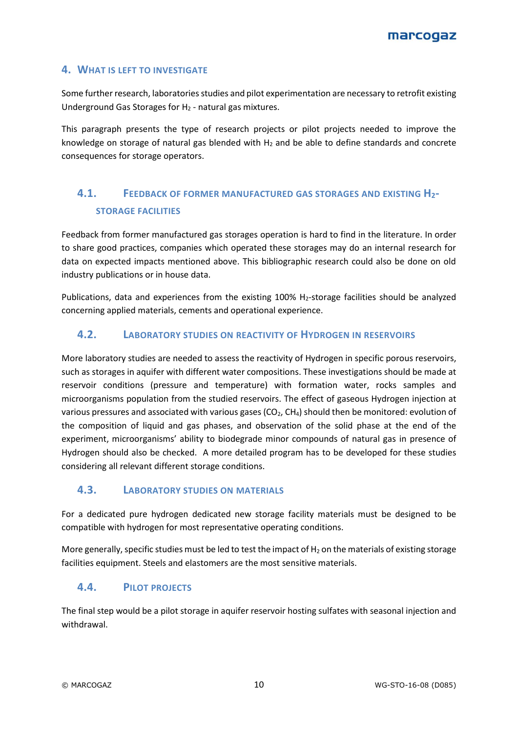## 4. What is left to investigate

Some further research, laboratories studies and pilot experimentation are necessary to retrofit existing Underground Gas Storages for $H_2$ - natural gas mixtures.

This paragraph presents the type of research projects or pilot projects needed to improve the knowledge on storage of natural gas blended with $H_2$ and be able to define standards and concrete consequences for storage operators.

### 4.1. Feedback of former manufactured gas storages and existing $H_2$-storage facilities

Feedback from former manufactured gas storages operation is hard to find in the literature. In order to share good practices, companies which operated these storages may do an internal research for data on expected impacts mentioned above. This bibliographic research could also be done on old industry publications or in house data.

Publications, data and experiences from the existing 100% $H_2$-storage facilities should be analyzed concerning applied materials, cements and operational experience.

### 4.2. Laboratory studies on reactivity of Hydrogen in reservoirs

More laboratory studies are needed to assess the reactivity of Hydrogen in specific porous reservoirs, such as storages in aquifer with different water compositions. These investigations should be made at reservoir conditions (pressure and temperature) with formation water, rocks samples and microorganisms population from the studied reservoirs. The effect of gaseous Hydrogen injection at various pressures and associated with various gases ($CO_2$, $CH_4$) should then be monitored: evolution of the composition of liquid and gas phases, and observation of the solid phase at the end of the experiment, microorganisms' ability to biodegrade minor compounds of natural gas in presence of Hydrogen should also be checked. A more detailed program has to be developed for these studies considering all relevant different storage conditions.

### 4.3. Laboratory studies on materials

For a dedicated pure hydrogen dedicated new storage facility materials must be designed to be compatible with hydrogen for most representative operating conditions.

More generally, specific studies must be led to test the impact of $H_2$ on the materials of existing storage facilities equipment. Steels and elastomers are the most sensitive materials.

### 4.4. Pilot projects

The final step would be a pilot storage in aquifer reservoir hosting sulfates with seasonal injection and withdrawal.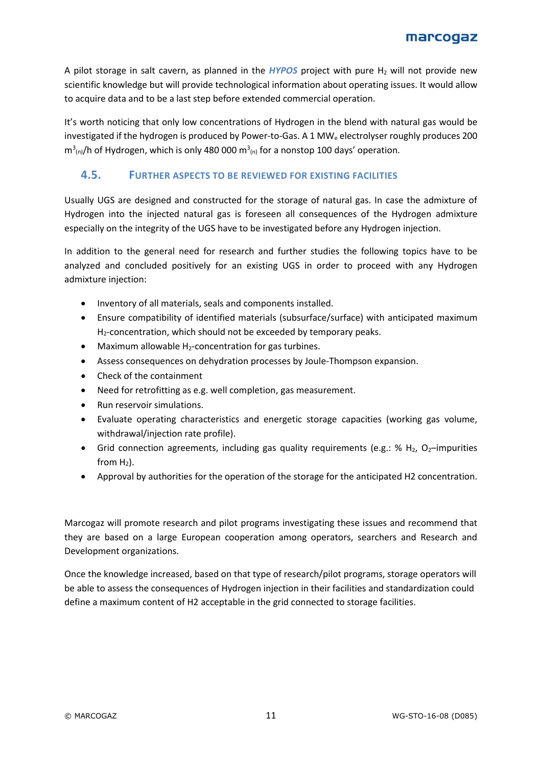A pilot storage in salt cavern, as planned in the ***HYPOS*** project with pure $H_2$ will not provide new scientific knowledge but will provide technological information about operating issues. It would allow to acquire data and to be a last step before extended commercial operation.

It's worth noticing that only low concentrations of Hydrogen in the blend with natural gas would be investigated if the hydrogen is produced by Power-to-Gas. A 1 $MW_e$ electrolyser roughly produces 200 $m^3_{(n)}$/h of Hydrogen, which is only 480 000 $m^3_{(n)}$ for a nonstop 100 days' operation.

## 4.5. Further aspects to be reviewed for existing facilities

Usually UGS are designed and constructed for the storage of natural gas. In case the admixture of Hydrogen into the injected natural gas is foreseen all consequences of the Hydrogen admixture especially on the integrity of the UGS have to be investigated before any Hydrogen injection.

In addition to the general need for research and further studies the following topics have to be analyzed and concluded positively for an existing UGS in order to proceed with any Hydrogen admixture injection:

- Inventory of all materials, seals and components installed.
- Ensure compatibility of identified materials (subsurface/surface) with anticipated maximum $H_2$-concentration, which should not be exceeded by temporary peaks.
- Maximum allowable $H_2$-concentration for gas turbines.
- Assess consequences on dehydration processes by Joule-Thompson expansion.
- Check of the containment
- Need for retrofitting as e.g. well completion, gas measurement.
- Run reservoir simulations.
- Evaluate operating characteristics and energetic storage capacities (working gas volume, withdrawal/injection rate profile).
- Grid connection agreements, including gas quality requirements (e.g.: % $H_2$, $O_2$–impurities from $H_2$).
- Approval by authorities for the operation of the storage for the anticipated H2 concentration.

Marcogaz will promote research and pilot programs investigating these issues and recommend that they are based on a large European cooperation among operators, searchers and Research and Development organizations.

Once the knowledge increased, based on that type of research/pilot programs, storage operators will be able to assess the consequences of Hydrogen injection in their facilities and standardization could define a maximum content of H2 acceptable in the grid connected to storage facilities.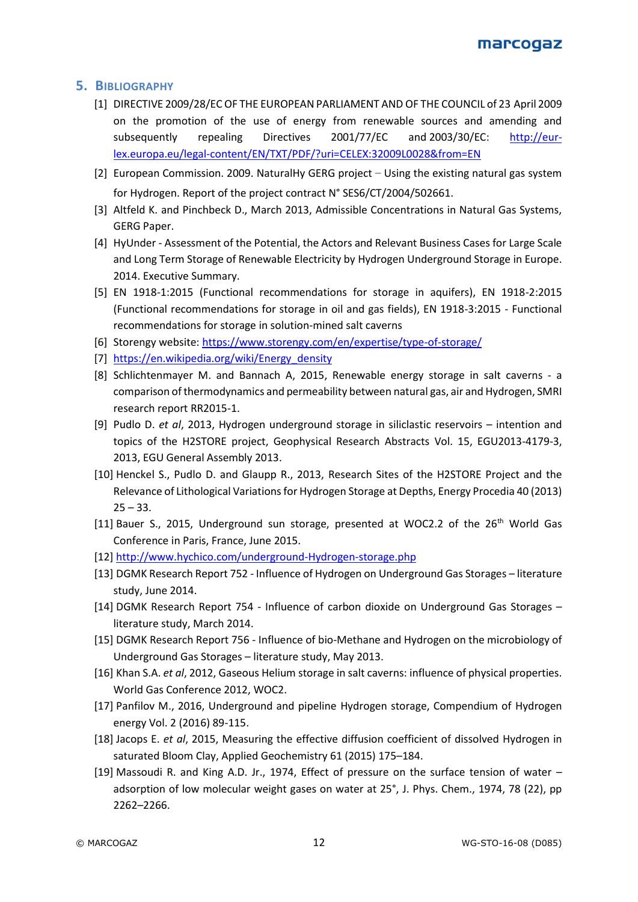## 5. Bibliography

[1] DIRECTIVE 2009/28/EC OF THE EUROPEAN PARLIAMENT AND OF THE COUNCIL of 23 April 2009 on the promotion of the use of energy from renewable sources and amending and subsequently repealing Directives 2001/77/EC and 2003/30/EC: http://eur-lex.europa.eu/legal-content/EN/TXT/PDF/?uri=CELEX:32009L0028&from=EN

[2] European Commission. 2009. NaturalHy GERG project – Using the existing natural gas system for Hydrogen. Report of the project contract N° SES6/CT/2004/502661.

[3] Altfeld K. and Pinchbeck D., March 2013, Admissible Concentrations in Natural Gas Systems, GERG Paper.

[4] HyUnder - Assessment of the Potential, the Actors and Relevant Business Cases for Large Scale and Long Term Storage of Renewable Electricity by Hydrogen Underground Storage in Europe. 2014. Executive Summary.

[5] EN 1918-1:2015 (Functional recommendations for storage in aquifers), EN 1918-2:2015 (Functional recommendations for storage in oil and gas fields), EN 1918-3:2015 - Functional recommendations for storage in solution-mined salt caverns

[6] Storengy website: https://www.storengy.com/en/expertise/type-of-storage/

[7] https://en.wikipedia.org/wiki/Energy_density

[8] Schlichtenmayer M. and Bannach A, 2015, Renewable energy storage in salt caverns - a comparison of thermodynamics and permeability between natural gas, air and Hydrogen, SMRI research report RR2015-1.

[9] Pudlo D. *et al*, 2013, Hydrogen underground storage in siliclastic reservoirs – intention and topics of the H2STORE project, Geophysical Research Abstracts Vol. 15, EGU2013-4179-3, 2013, EGU General Assembly 2013.

[10] Henckel S., Pudlo D. and Glaupp R., 2013, Research Sites of the H2STORE Project and the Relevance of Lithological Variations for Hydrogen Storage at Depths, Energy Procedia 40 (2013) 25 – 33.

[11] Bauer S., 2015, Underground sun storage, presented at WOC2.2 of the 26th World Gas Conference in Paris, France, June 2015.

[12] http://www.hychico.com/underground-Hydrogen-storage.php

[13] DGMK Research Report 752 - Influence of Hydrogen on Underground Gas Storages – literature study, June 2014.

[14] DGMK Research Report 754 - Influence of carbon dioxide on Underground Gas Storages – literature study, March 2014.

[15] DGMK Research Report 756 - Influence of bio-Methane and Hydrogen on the microbiology of Underground Gas Storages – literature study, May 2013.

[16] Khan S.A. *et al*, 2012, Gaseous Helium storage in salt caverns: influence of physical properties. World Gas Conference 2012, WOC2.

[17] Panfilov M., 2016, Underground and pipeline Hydrogen storage, Compendium of Hydrogen energy Vol. 2 (2016) 89-115.

[18] Jacops E. *et al*, 2015, Measuring the effective diffusion coefficient of dissolved Hydrogen in saturated Bloom Clay, Applied Geochemistry 61 (2015) 175–184.

[19] Massoudi R. and King A.D. Jr., 1974, Effect of pressure on the surface tension of water – adsorption of low molecular weight gases on water at 25°, J. Phys. Chem., 1974, 78 (22), pp 2262–2266.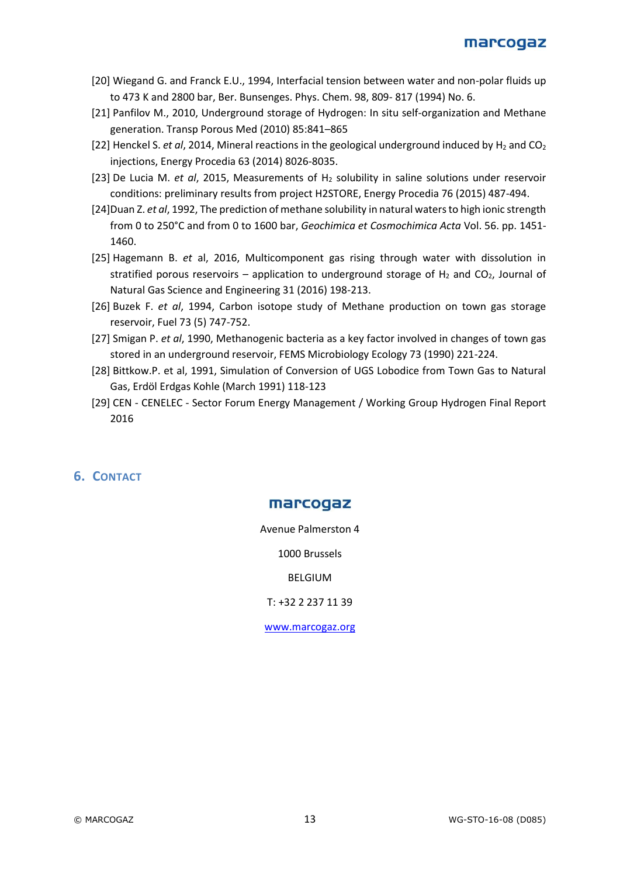[20] Wiegand G. and Franck E.U., 1994, Interfacial tension between water and non-polar fluids up to 473 K and 2800 bar, Ber. Bunsenges. Phys. Chem. 98, 809- 817 (1994) No. 6.

[21] Panfilov M., 2010, Underground storage of Hydrogen: In situ self-organization and Methane generation. Transp Porous Med (2010) 85:841–865

[22] Henckel S. *et al*, 2014, Mineral reactions in the geological underground induced by $H_2$ and $CO_2$ injections, Energy Procedia 63 (2014) 8026-8035.

[23] De Lucia M. *et al*, 2015, Measurements of $H_2$ solubility in saline solutions under reservoir conditions: preliminary results from project H2STORE, Energy Procedia 76 (2015) 487-494.

[24]Duan Z. *et al*, 1992, The prediction of methane solubility in natural waters to high ionic strength from 0 to 250°C and from 0 to 1600 bar, *Geochimica et Cosmochimica Acta* Vol. 56. pp. 1451-1460.

[25] Hagemann B. *et* al, 2016, Multicomponent gas rising through water with dissolution in stratified porous reservoirs – application to underground storage of $H_2$ and $CO_2$, Journal of Natural Gas Science and Engineering 31 (2016) 198-213.

[26] Buzek F. *et al*, 1994, Carbon isotope study of Methane production on town gas storage reservoir, Fuel 73 (5) 747-752.

[27] Smigan P. *et al*, 1990, Methanogenic bacteria as a key factor involved in changes of town gas stored in an underground reservoir, FEMS Microbiology Ecology 73 (1990) 221-224.

[28] Bittkow.P. et al, 1991, Simulation of Conversion of UGS Lobodice from Town Gas to Natural Gas, Erdöl Erdgas Kohle (March 1991) 118-123

[29] CEN - CENELEC - Sector Forum Energy Management / Working Group Hydrogen Final Report 2016

## 6. Contact

marcogaz

Avenue Palmerston 4

1000 Brussels

BELGIUM

T: +32 2 237 11 39

www.marcogaz.org